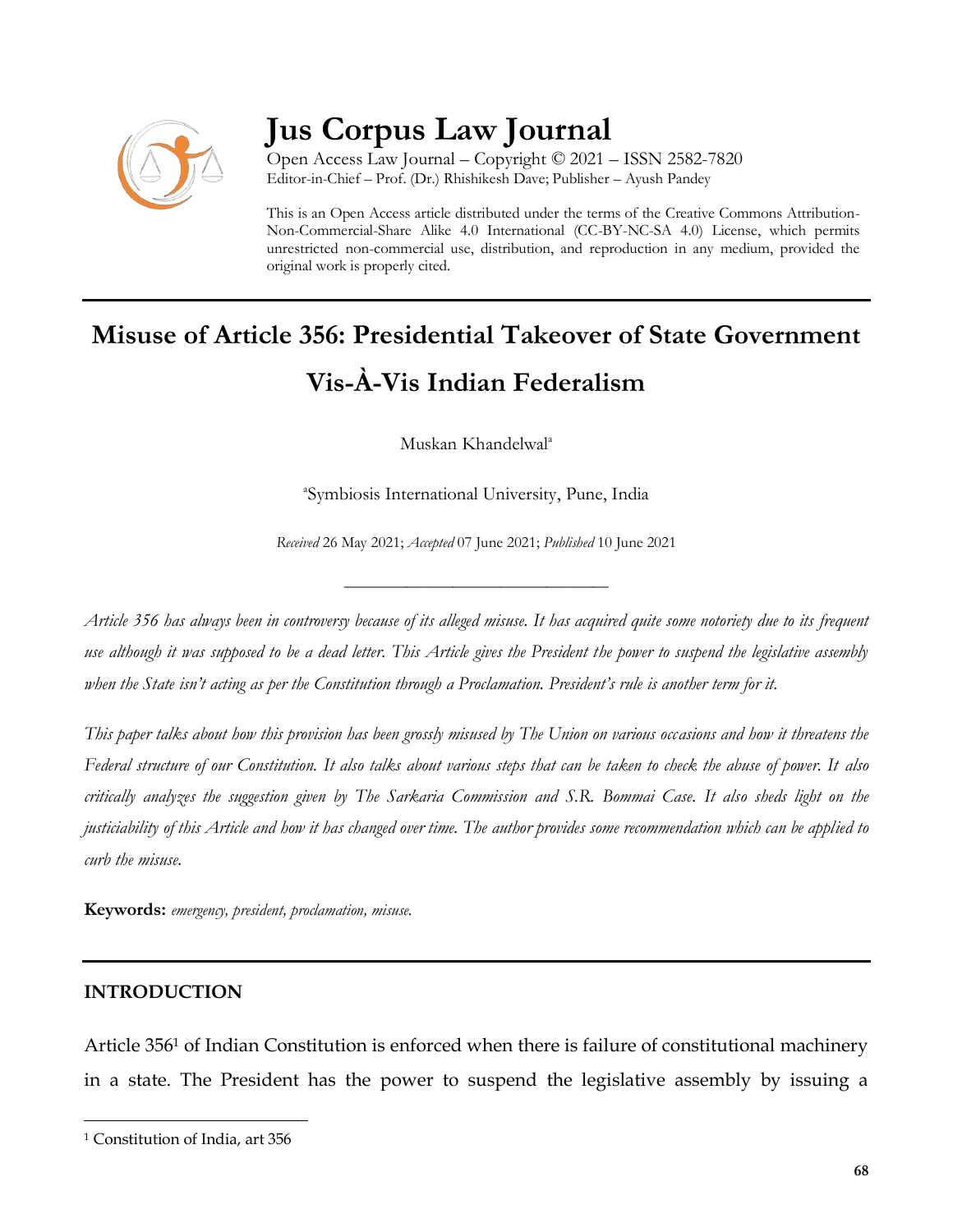# Jus Corpus Law Journal

Open Access Law Journal – Copyright © 2021 – ISSN 2582-7820
Editor-in-Chief – Prof. (Dr.) Rhishikesh Dave; Publisher – Ayush Pandey

This is an Open Access article distributed under the terms of the Creative Commons Attribution-Non-Commercial-Share Alike 4.0 International (CC-BY-NC-SA 4.0) License, which permits unrestricted non-commercial use, distribution, and reproduction in any medium, provided the original work is properly cited.

---

# Misuse of Article 356: Presidential Takeover of State Government Vis-À-Vis Indian Federalism

Muskan Khandelwal[a]

[a]Symbiosis International University, Pune, India

*Received* 26 May 2021; *Accepted* 07 June 2021; *Published* 10 June 2021

---

*Article 356 has always been in controversy because of its alleged misuse. It has acquired quite some notoriety due to its frequent use although it was supposed to be a dead letter. This Article gives the President the power to suspend the legislative assembly when the State isn't acting as per the Constitution through a Proclamation. President's rule is another term for it.*

*This paper talks about how this provision has been grossly misused by The Union on various occasions and how it threatens the Federal structure of our Constitution. It also talks about various steps that can be taken to check the abuse of power. It also critically analyzes the suggestion given by The Sarkaria Commission and S.R. Bommai Case. It also sheds light on the justiciability of this Article and how it has changed over time. The author provides some recommendation which can be applied to curb the misuse.*

**Keywords:** *emergency, president, proclamation, misuse.*

---

## INTRODUCTION

Article 356[1] of Indian Constitution is enforced when there is failure of constitutional machinery in a state. The President has the power to suspend the legislative assembly by issuing a

[1] Constitution of India, art 356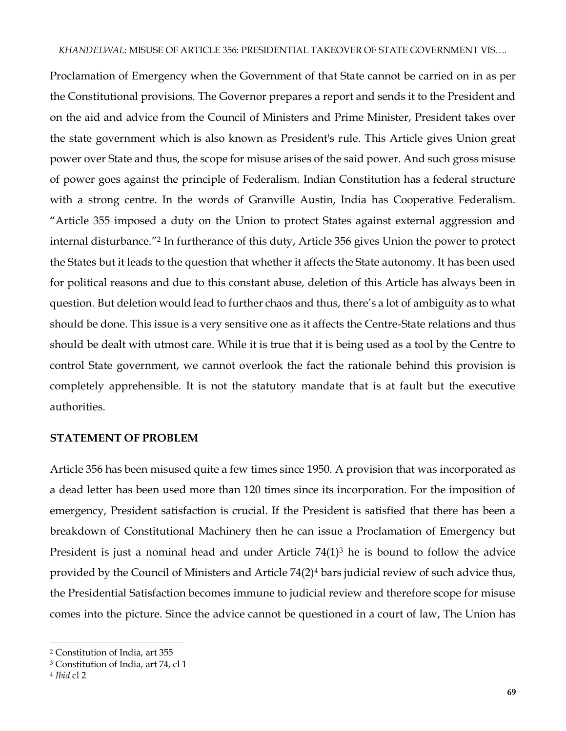Proclamation of Emergency when the Government of that State cannot be carried on in as per the Constitutional provisions. The Governor prepares a report and sends it to the President and on the aid and advice from the Council of Ministers and Prime Minister, President takes over the state government which is also known as President's rule. This Article gives Union great power over State and thus, the scope for misuse arises of the said power. And such gross misuse of power goes against the principle of Federalism. Indian Constitution has a federal structure with a strong centre. In the words of Granville Austin, India has Cooperative Federalism. "Article 355 imposed a duty on the Union to protect States against external aggression and internal disturbance."[2] In furtherance of this duty, Article 356 gives Union the power to protect the States but it leads to the question that whether it affects the State autonomy. It has been used for political reasons and due to this constant abuse, deletion of this Article has always been in question. But deletion would lead to further chaos and thus, there's a lot of ambiguity as to what should be done. This issue is a very sensitive one as it affects the Centre-State relations and thus should be dealt with utmost care. While it is true that it is being used as a tool by the Centre to control State government, we cannot overlook the fact the rationale behind this provision is completely apprehensible. It is not the statutory mandate that is at fault but the executive authorities.

## STATEMENT OF PROBLEM

Article 356 has been misused quite a few times since 1950. A provision that was incorporated as a dead letter has been used more than 120 times since its incorporation. For the imposition of emergency, President satisfaction is crucial. If the President is satisfied that there has been a breakdown of Constitutional Machinery then he can issue a Proclamation of Emergency but President is just a nominal head and under Article 74(1)[3] he is bound to follow the advice provided by the Council of Ministers and Article 74(2)[4] bars judicial review of such advice thus, the Presidential Satisfaction becomes immune to judicial review and therefore scope for misuse comes into the picture. Since the advice cannot be questioned in a court of law, The Union has

---

[2] Constitution of India, art 355

[3] Constitution of India, art 74, cl 1

[4] *Ibid* cl 2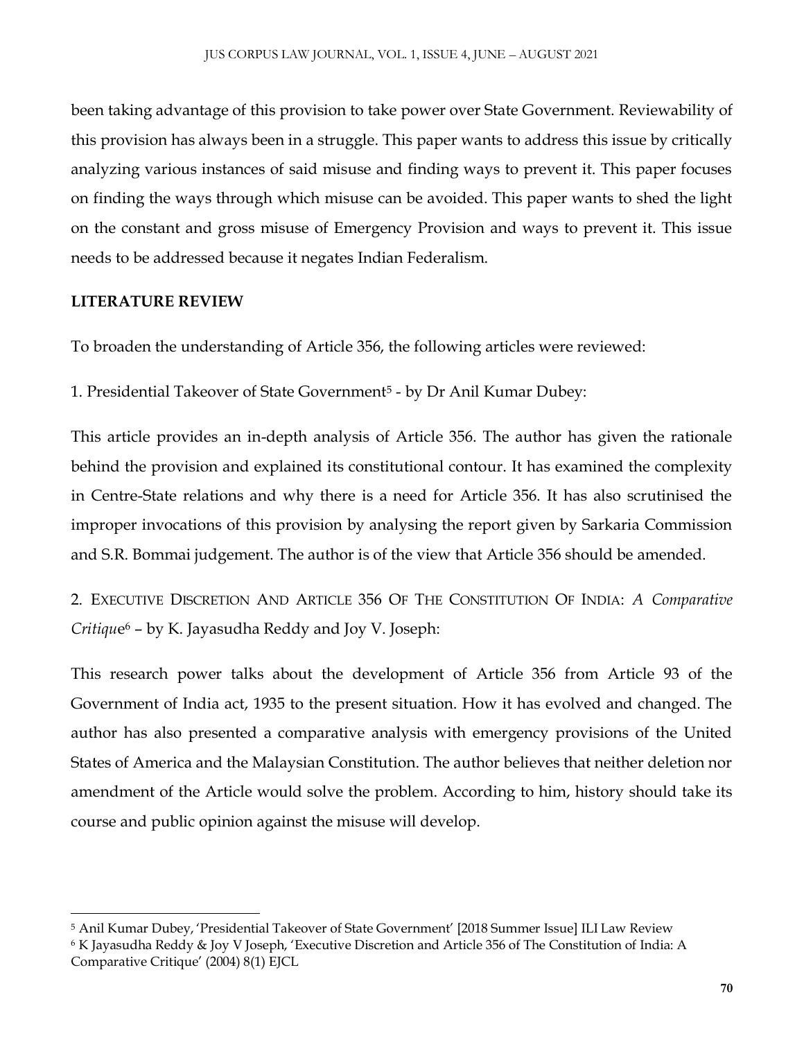been taking advantage of this provision to take power over State Government. Reviewability of this provision has always been in a struggle. This paper wants to address this issue by critically analyzing various instances of said misuse and finding ways to prevent it. This paper focuses on finding the ways through which misuse can be avoided. This paper wants to shed the light on the constant and gross misuse of Emergency Provision and ways to prevent it. This issue needs to be addressed because it negates Indian Federalism.

## LITERATURE REVIEW

To broaden the understanding of Article 356, the following articles were reviewed:

1. Presidential Takeover of State Government[5] - by Dr Anil Kumar Dubey:

This article provides an in-depth analysis of Article 356. The author has given the rationale behind the provision and explained its constitutional contour. It has examined the complexity in Centre-State relations and why there is a need for Article 356. It has also scrutinised the improper invocations of this provision by analysing the report given by Sarkaria Commission and S.R. Bommai judgement. The author is of the view that Article 356 should be amended.

2. EXECUTIVE DISCRETION AND ARTICLE 356 OF THE CONSTITUTION OF INDIA: *A Comparative Critique*[6] – by K. Jayasudha Reddy and Joy V. Joseph:

This research power talks about the development of Article 356 from Article 93 of the Government of India act, 1935 to the present situation. How it has evolved and changed. The author has also presented a comparative analysis with emergency provisions of the United States of America and the Malaysian Constitution. The author believes that neither deletion nor amendment of the Article would solve the problem. According to him, history should take its course and public opinion against the misuse will develop.

---

[5] Anil Kumar Dubey, 'Presidential Takeover of State Government' [2018 Summer Issue] ILI Law Review

[6] K Jayasudha Reddy & Joy V Joseph, 'Executive Discretion and Article 356 of The Constitution of India: A Comparative Critique' (2004) 8(1) EJCL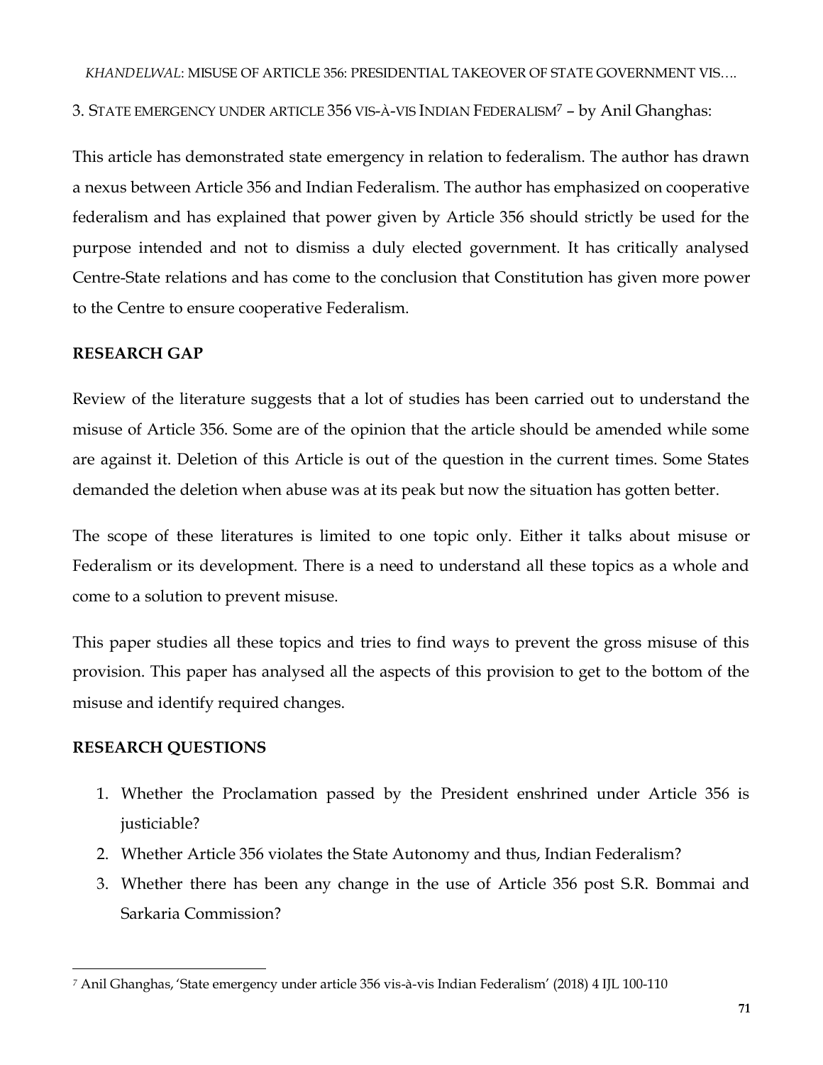3. State emergency under article 356 vis-à-vis Indian Federalism[7] – by Anil Ghanghas:

This article has demonstrated state emergency in relation to federalism. The author has drawn a nexus between Article 356 and Indian Federalism. The author has emphasized on cooperative federalism and has explained that power given by Article 356 should strictly be used for the purpose intended and not to dismiss a duly elected government. It has critically analysed Centre-State relations and has come to the conclusion that Constitution has given more power to the Centre to ensure cooperative Federalism.

## RESEARCH GAP

Review of the literature suggests that a lot of studies has been carried out to understand the misuse of Article 356. Some are of the opinion that the article should be amended while some are against it. Deletion of this Article is out of the question in the current times. Some States demanded the deletion when abuse was at its peak but now the situation has gotten better.

The scope of these literatures is limited to one topic only. Either it talks about misuse or Federalism or its development. There is a need to understand all these topics as a whole and come to a solution to prevent misuse.

This paper studies all these topics and tries to find ways to prevent the gross misuse of this provision. This paper has analysed all the aspects of this provision to get to the bottom of the misuse and identify required changes.

## RESEARCH QUESTIONS

1. Whether the Proclamation passed by the President enshrined under Article 356 is justiciable?
2. Whether Article 356 violates the State Autonomy and thus, Indian Federalism?
3. Whether there has been any change in the use of Article 356 post S.R. Bommai and Sarkaria Commission?

[7] Anil Ghanghas, 'State emergency under article 356 vis-à-vis Indian Federalism' (2018) 4 IJL 100-110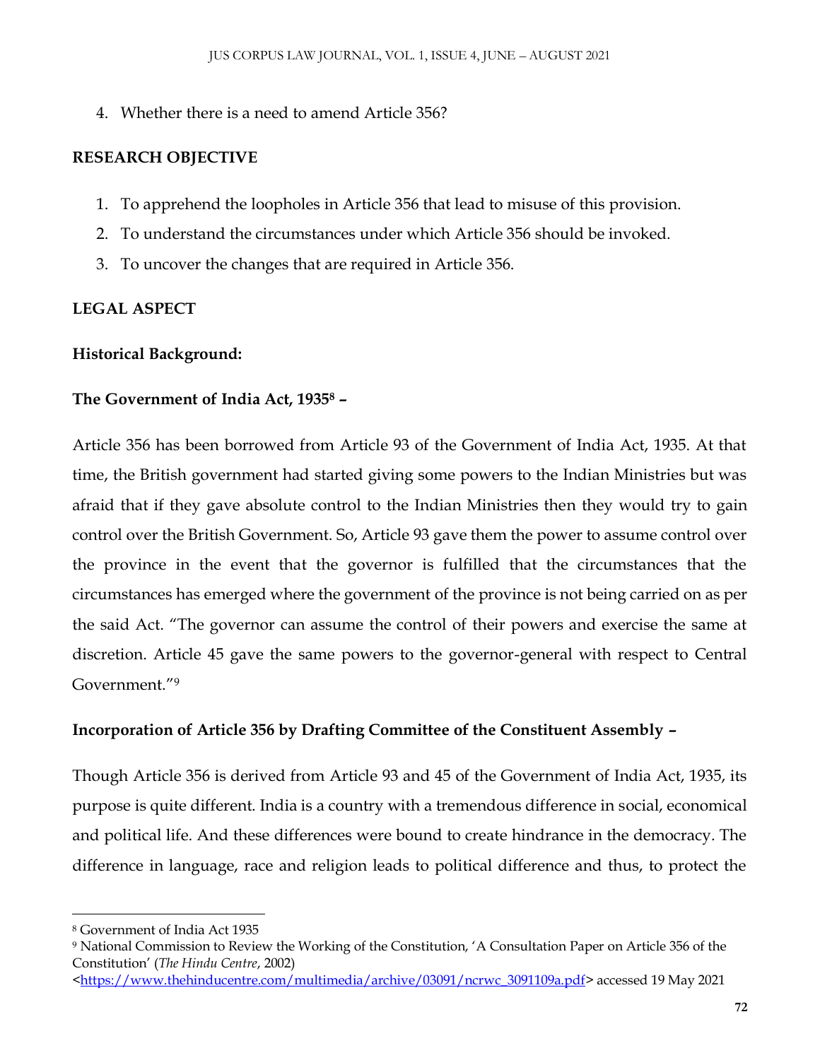4. Whether there is a need to amend Article 356?

**RESEARCH OBJECTIVE**

1. To apprehend the loopholes in Article 356 that lead to misuse of this provision.
2. To understand the circumstances under which Article 356 should be invoked.
3. To uncover the changes that are required in Article 356.

**LEGAL ASPECT**

**Historical Background:**

**The Government of India Act, 1935[8] –**

Article 356 has been borrowed from Article 93 of the Government of India Act, 1935. At that time, the British government had started giving some powers to the Indian Ministries but was afraid that if they gave absolute control to the Indian Ministries then they would try to gain control over the British Government. So, Article 93 gave them the power to assume control over the province in the event that the governor is fulfilled that the circumstances that the circumstances has emerged where the government of the province is not being carried on as per the said Act. "The governor can assume the control of their powers and exercise the same at discretion. Article 45 gave the same powers to the governor-general with respect to Central Government."[9]

**Incorporation of Article 356 by Drafting Committee of the Constituent Assembly –**

Though Article 356 is derived from Article 93 and 45 of the Government of India Act, 1935, its purpose is quite different. India is a country with a tremendous difference in social, economical and political life. And these differences were bound to create hindrance in the democracy. The difference in language, race and religion leads to political difference and thus, to protect the

---

[8] Government of India Act 1935

[9] National Commission to Review the Working of the Constitution, 'A Consultation Paper on Article 356 of the Constitution' (*The Hindu Centre*, 2002) <https://www.thehinducentre.com/multimedia/archive/03091/ncrwc_3091109a.pdf> accessed 19 May 2021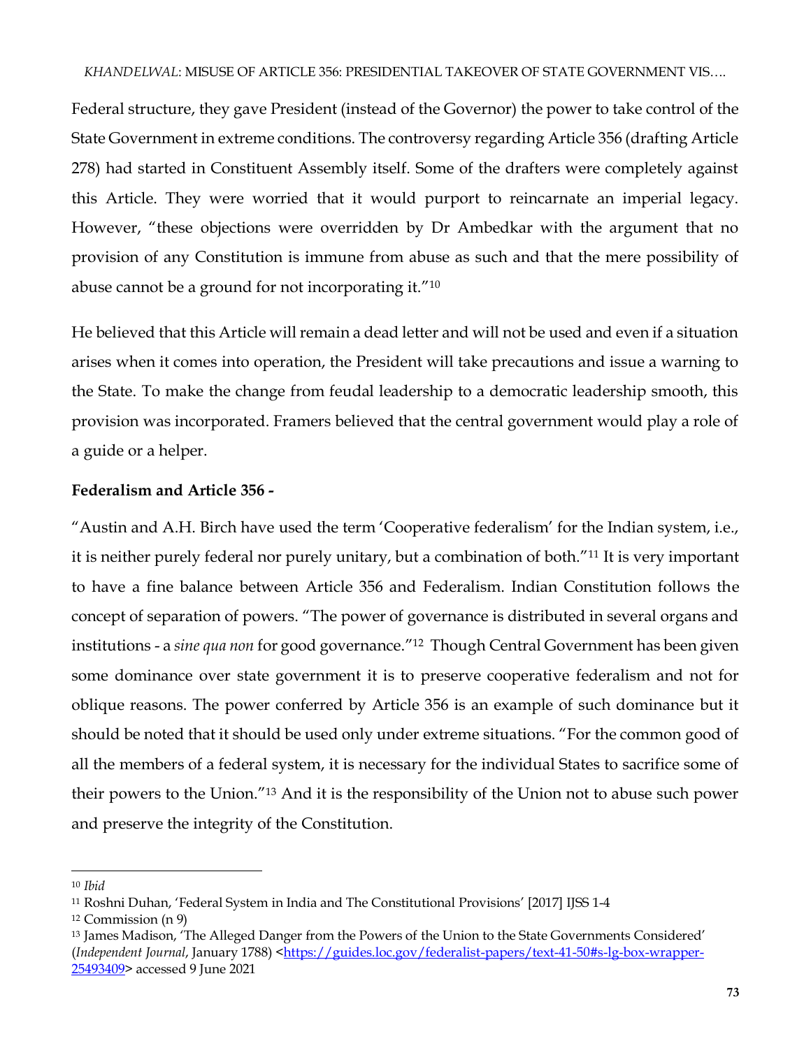Federal structure, they gave President (instead of the Governor) the power to take control of the State Government in extreme conditions. The controversy regarding Article 356 (drafting Article 278) had started in Constituent Assembly itself. Some of the drafters were completely against this Article. They were worried that it would purport to reincarnate an imperial legacy. However, "these objections were overridden by Dr Ambedkar with the argument that no provision of any Constitution is immune from abuse as such and that the mere possibility of abuse cannot be a ground for not incorporating it."[10]

He believed that this Article will remain a dead letter and will not be used and even if a situation arises when it comes into operation, the President will take precautions and issue a warning to the State. To make the change from feudal leadership to a democratic leadership smooth, this provision was incorporated. Framers believed that the central government would play a role of a guide or a helper.

**Federalism and Article 356 -**

"Austin and A.H. Birch have used the term 'Cooperative federalism' for the Indian system, i.e., it is neither purely federal nor purely unitary, but a combination of both."[11] It is very important to have a fine balance between Article 356 and Federalism. Indian Constitution follows the concept of separation of powers. "The power of governance is distributed in several organs and institutions - a *sine qua non* for good governance."[12] Though Central Government has been given some dominance over state government it is to preserve cooperative federalism and not for oblique reasons. The power conferred by Article 356 is an example of such dominance but it should be noted that it should be used only under extreme situations. "For the common good of all the members of a federal system, it is necessary for the individual States to sacrifice some of their powers to the Union."[13] And it is the responsibility of the Union not to abuse such power and preserve the integrity of the Constitution.

---

[10] *Ibid*

[11] Roshni Duhan, 'Federal System in India and The Constitutional Provisions' [2017] IJSS 1-4

[12] Commission (n 9)

[13] James Madison, 'The Alleged Danger from the Powers of the Union to the State Governments Considered' (*Independent Journal*, January 1788) <https://guides.loc.gov/federalist-papers/text-41-50#s-lg-box-wrapper-25493409> accessed 9 June 2021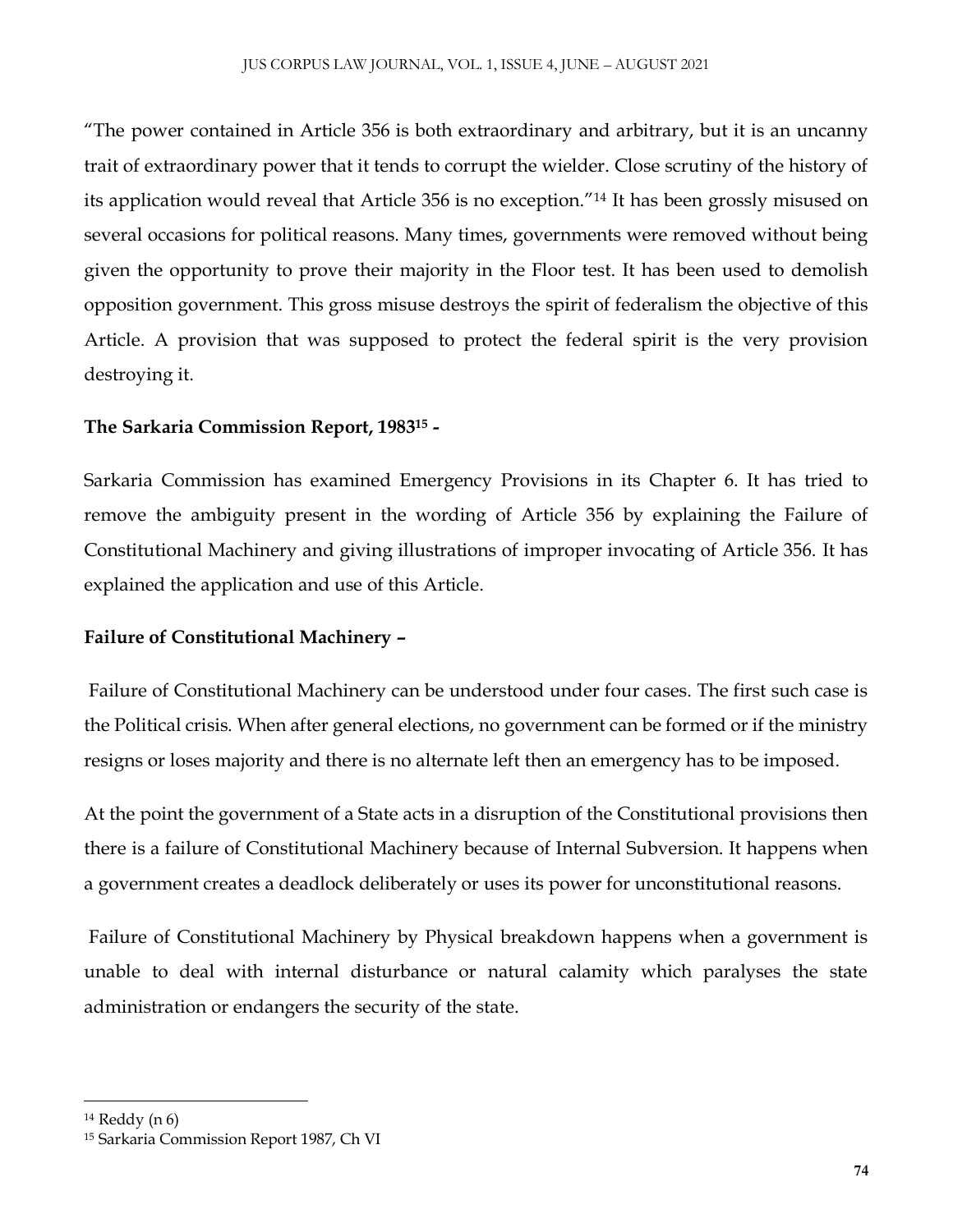"The power contained in Article 356 is both extraordinary and arbitrary, but it is an uncanny trait of extraordinary power that it tends to corrupt the wielder. Close scrutiny of the history of its application would reveal that Article 356 is no exception."[14] It has been grossly misused on several occasions for political reasons. Many times, governments were removed without being given the opportunity to prove their majority in the Floor test. It has been used to demolish opposition government. This gross misuse destroys the spirit of federalism the objective of this Article. A provision that was supposed to protect the federal spirit is the very provision destroying it.

**The Sarkaria Commission Report, 1983[15] -**

Sarkaria Commission has examined Emergency Provisions in its Chapter 6. It has tried to remove the ambiguity present in the wording of Article 356 by explaining the Failure of Constitutional Machinery and giving illustrations of improper invocating of Article 356. It has explained the application and use of this Article.

**Failure of Constitutional Machinery –**

Failure of Constitutional Machinery can be understood under four cases. The first such case is the Political crisis. When after general elections, no government can be formed or if the ministry resigns or loses majority and there is no alternate left then an emergency has to be imposed.

At the point the government of a State acts in a disruption of the Constitutional provisions then there is a failure of Constitutional Machinery because of Internal Subversion. It happens when a government creates a deadlock deliberately or uses its power for unconstitutional reasons.

Failure of Constitutional Machinery by Physical breakdown happens when a government is unable to deal with internal disturbance or natural calamity which paralyses the state administration or endangers the security of the state.

---

[14] Reddy (n 6)

[15] Sarkaria Commission Report 1987, Ch VI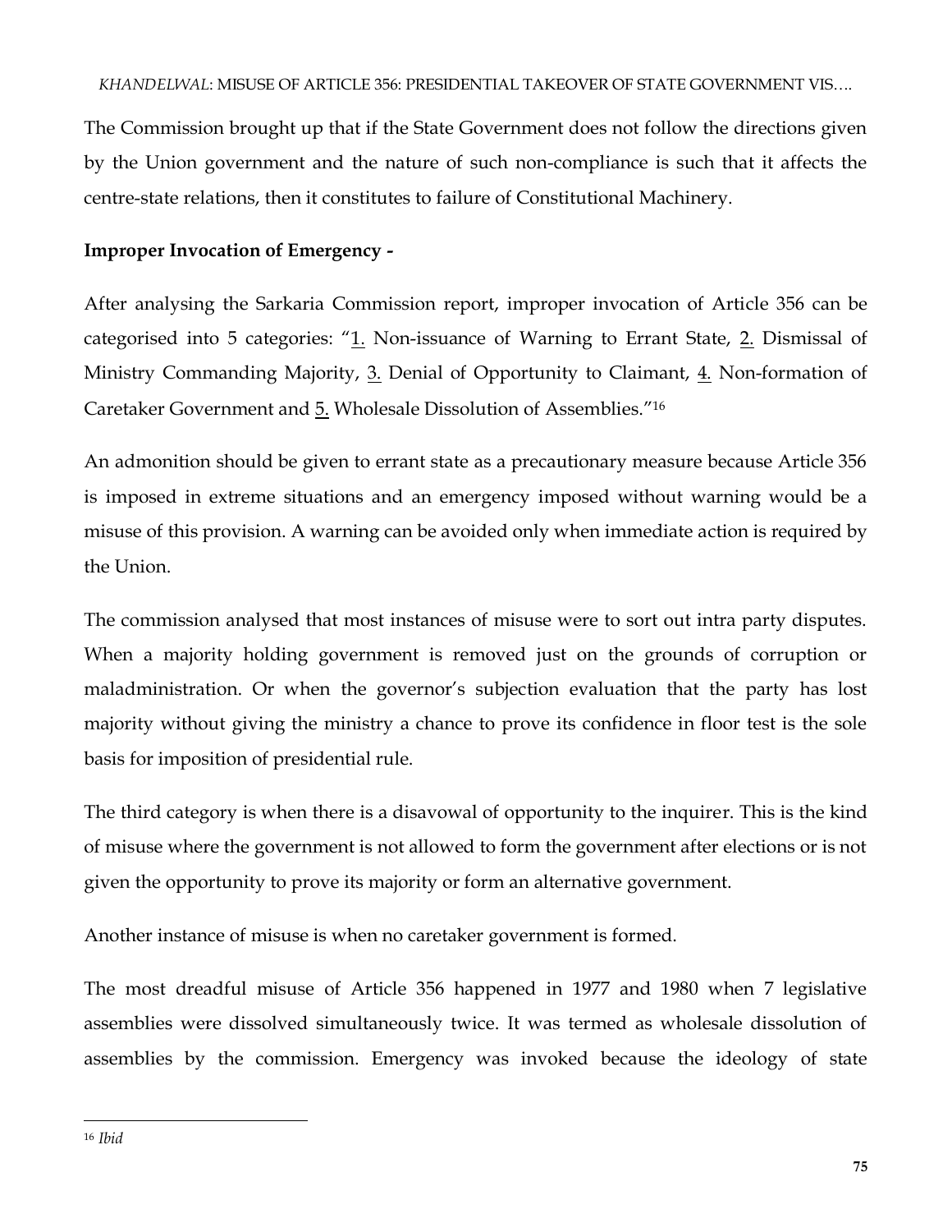The Commission brought up that if the State Government does not follow the directions given by the Union government and the nature of such non-compliance is such that it affects the centre-state relations, then it constitutes to failure of Constitutional Machinery.

**Improper Invocation of Emergency -**

After analysing the Sarkaria Commission report, improper invocation of Article 356 can be categorised into 5 categories: "1. Non-issuance of Warning to Errant State, 2. Dismissal of Ministry Commanding Majority, 3. Denial of Opportunity to Claimant, 4. Non-formation of Caretaker Government and 5. Wholesale Dissolution of Assemblies."[16]

An admonition should be given to errant state as a precautionary measure because Article 356 is imposed in extreme situations and an emergency imposed without warning would be a misuse of this provision. A warning can be avoided only when immediate action is required by the Union.

The commission analysed that most instances of misuse were to sort out intra party disputes. When a majority holding government is removed just on the grounds of corruption or maladministration. Or when the governor's subjection evaluation that the party has lost majority without giving the ministry a chance to prove its confidence in floor test is the sole basis for imposition of presidential rule.

The third category is when there is a disavowal of opportunity to the inquirer. This is the kind of misuse where the government is not allowed to form the government after elections or is not given the opportunity to prove its majority or form an alternative government.

Another instance of misuse is when no caretaker government is formed.

The most dreadful misuse of Article 356 happened in 1977 and 1980 when 7 legislative assemblies were dissolved simultaneously twice. It was termed as wholesale dissolution of assemblies by the commission. Emergency was invoked because the ideology of state

---

[16] *Ibid*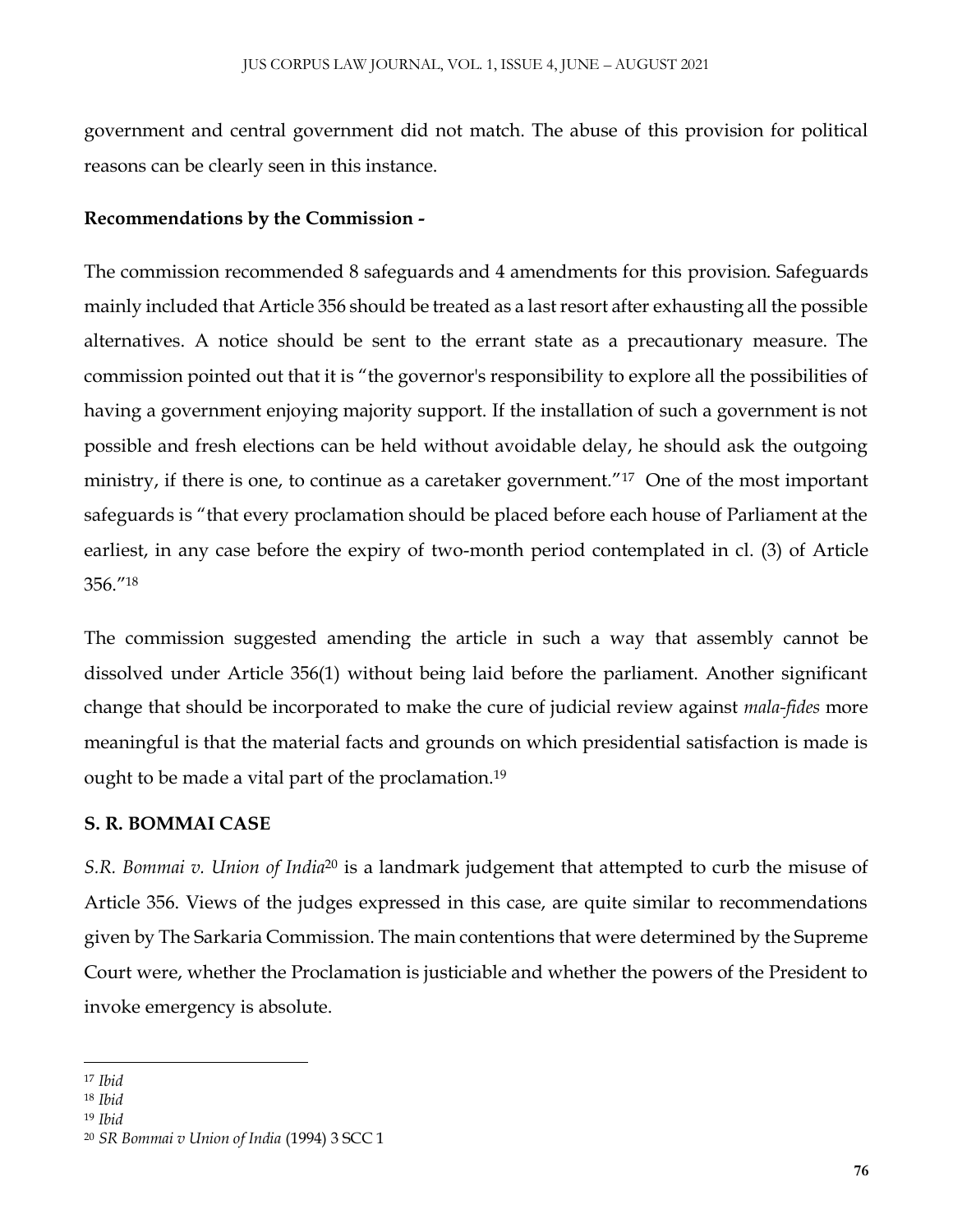government and central government did not match. The abuse of this provision for political reasons can be clearly seen in this instance.

**Recommendations by the Commission -**

The commission recommended 8 safeguards and 4 amendments for this provision. Safeguards mainly included that Article 356 should be treated as a last resort after exhausting all the possible alternatives. A notice should be sent to the errant state as a precautionary measure. The commission pointed out that it is "the governor's responsibility to explore all the possibilities of having a government enjoying majority support. If the installation of such a government is not possible and fresh elections can be held without avoidable delay, he should ask the outgoing ministry, if there is one, to continue as a caretaker government."[17] One of the most important safeguards is "that every proclamation should be placed before each house of Parliament at the earliest, in any case before the expiry of two-month period contemplated in cl. (3) of Article 356."[18]

The commission suggested amending the article in such a way that assembly cannot be dissolved under Article 356(1) without being laid before the parliament. Another significant change that should be incorporated to make the cure of judicial review against *mala-fides* more meaningful is that the material facts and grounds on which presidential satisfaction is made is ought to be made a vital part of the proclamation.[19]

## S. R. BOMMAI CASE

*S.R. Bommai v. Union of India*[20] is a landmark judgement that attempted to curb the misuse of Article 356. Views of the judges expressed in this case, are quite similar to recommendations given by The Sarkaria Commission. The main contentions that were determined by the Supreme Court were, whether the Proclamation is justiciable and whether the powers of the President to invoke emergency is absolute.

---

[17] *Ibid*

[18] *Ibid*

[19] *Ibid*

[20] *SR Bommai v Union of India* (1994) 3 SCC 1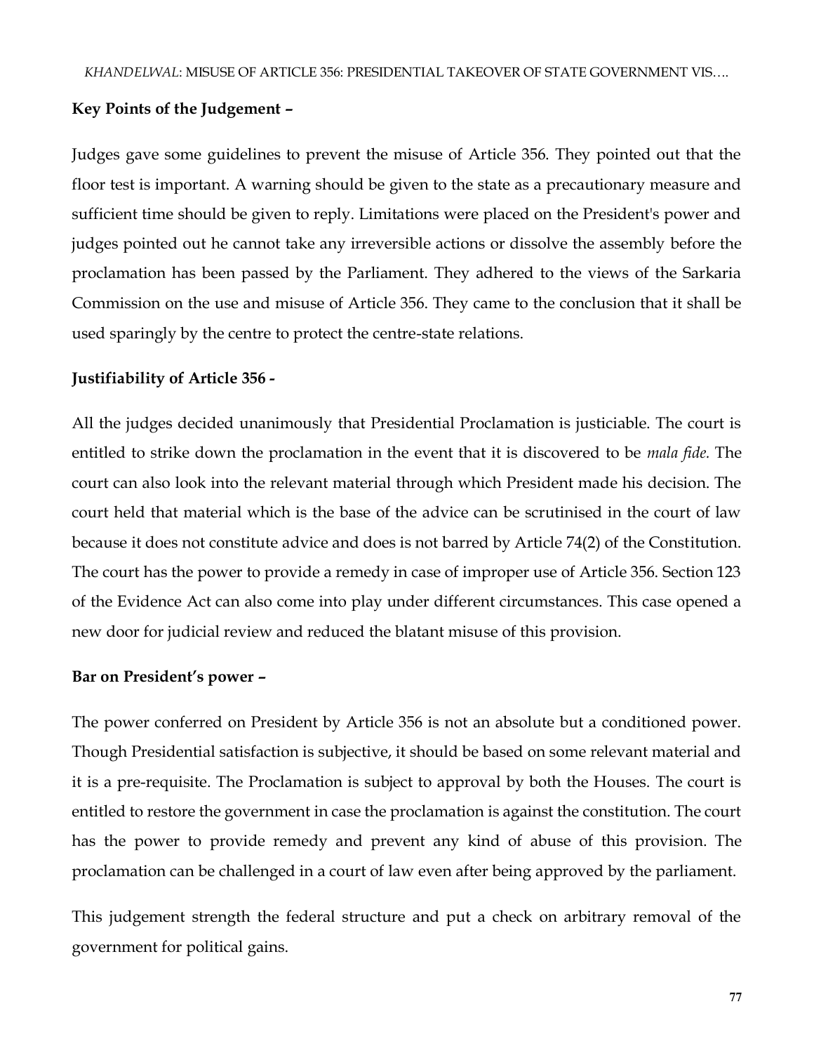**Key Points of the Judgement –**

Judges gave some guidelines to prevent the misuse of Article 356. They pointed out that the floor test is important. A warning should be given to the state as a precautionary measure and sufficient time should be given to reply. Limitations were placed on the President's power and judges pointed out he cannot take any irreversible actions or dissolve the assembly before the proclamation has been passed by the Parliament. They adhered to the views of the Sarkaria Commission on the use and misuse of Article 356. They came to the conclusion that it shall be used sparingly by the centre to protect the centre-state relations.

**Justifiability of Article 356 -**

All the judges decided unanimously that Presidential Proclamation is justiciable. The court is entitled to strike down the proclamation in the event that it is discovered to be *mala fide.* The court can also look into the relevant material through which President made his decision. The court held that material which is the base of the advice can be scrutinised in the court of law because it does not constitute advice and does is not barred by Article 74(2) of the Constitution. The court has the power to provide a remedy in case of improper use of Article 356. Section 123 of the Evidence Act can also come into play under different circumstances. This case opened a new door for judicial review and reduced the blatant misuse of this provision.

**Bar on President's power –**

The power conferred on President by Article 356 is not an absolute but a conditioned power. Though Presidential satisfaction is subjective, it should be based on some relevant material and it is a pre-requisite. The Proclamation is subject to approval by both the Houses. The court is entitled to restore the government in case the proclamation is against the constitution. The court has the power to provide remedy and prevent any kind of abuse of this provision. The proclamation can be challenged in a court of law even after being approved by the parliament.

This judgement strength the federal structure and put a check on arbitrary removal of the government for political gains.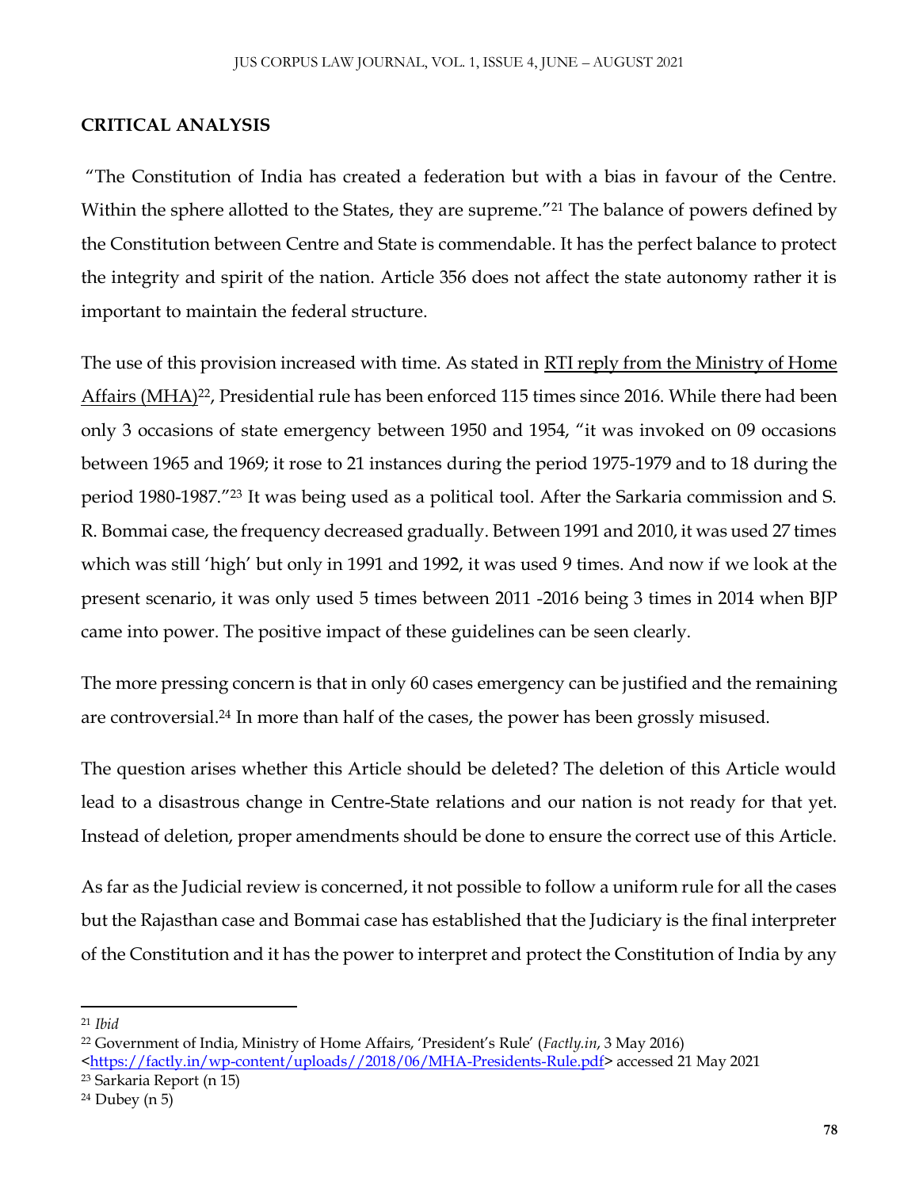**CRITICAL ANALYSIS**

"The Constitution of India has created a federation but with a bias in favour of the Centre. Within the sphere allotted to the States, they are supreme."[21] The balance of powers defined by the Constitution between Centre and State is commendable. It has the perfect balance to protect the integrity and spirit of the nation. Article 356 does not affect the state autonomy rather it is important to maintain the federal structure.

The use of this provision increased with time. As stated in RTI reply from the Ministry of Home Affairs (MHA)[22], Presidential rule has been enforced 115 times since 2016. While there had been only 3 occasions of state emergency between 1950 and 1954, "it was invoked on 09 occasions between 1965 and 1969; it rose to 21 instances during the period 1975-1979 and to 18 during the period 1980-1987."[23] It was being used as a political tool. After the Sarkaria commission and S. R. Bommai case, the frequency decreased gradually. Between 1991 and 2010, it was used 27 times which was still 'high' but only in 1991 and 1992, it was used 9 times. And now if we look at the present scenario, it was only used 5 times between 2011 -2016 being 3 times in 2014 when BJP came into power. The positive impact of these guidelines can be seen clearly.

The more pressing concern is that in only 60 cases emergency can be justified and the remaining are controversial.[24] In more than half of the cases, the power has been grossly misused.

The question arises whether this Article should be deleted? The deletion of this Article would lead to a disastrous change in Centre-State relations and our nation is not ready for that yet. Instead of deletion, proper amendments should be done to ensure the correct use of this Article.

As far as the Judicial review is concerned, it not possible to follow a uniform rule for all the cases but the Rajasthan case and Bommai case has established that the Judiciary is the final interpreter of the Constitution and it has the power to interpret and protect the Constitution of India by any

---

[21] *Ibid*

[22] Government of India, Ministry of Home Affairs, 'President's Rule' (*Factly.in*, 3 May 2016) <https://factly.in/wp-content/uploads//2018/06/MHA-Presidents-Rule.pdf> accessed 21 May 2021

[23] Sarkaria Report (n 15)

[24] Dubey (n 5)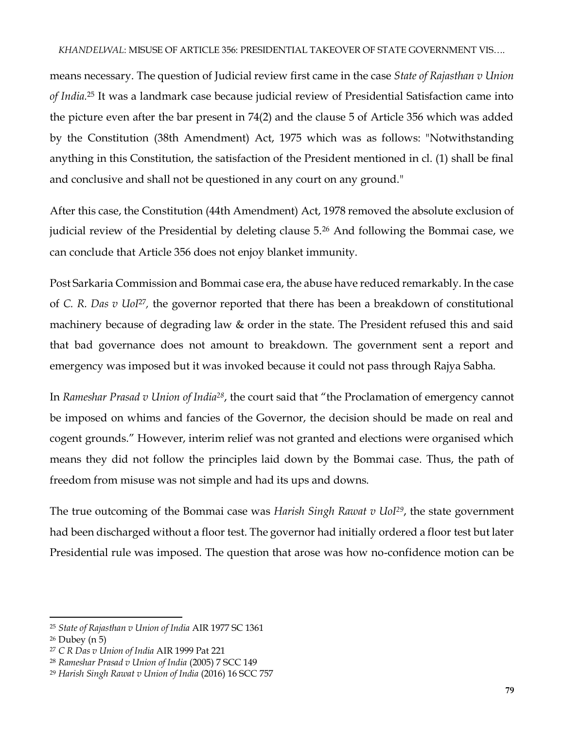means necessary. The question of Judicial review first came in the case *State of Rajasthan v Union of India.*[25] It was a landmark case because judicial review of Presidential Satisfaction came into the picture even after the bar present in 74(2) and the clause 5 of Article 356 which was added by the Constitution (38th Amendment) Act, 1975 which was as follows: "Notwithstanding anything in this Constitution, the satisfaction of the President mentioned in cl. (1) shall be final and conclusive and shall not be questioned in any court on any ground."

After this case, the Constitution (44th Amendment) Act, 1978 removed the absolute exclusion of judicial review of the Presidential by deleting clause 5.[26] And following the Bommai case, we can conclude that Article 356 does not enjoy blanket immunity.

Post Sarkaria Commission and Bommai case era, the abuse have reduced remarkably. In the case of *C. R. Das v UoI*[27], the governor reported that there has been a breakdown of constitutional machinery because of degrading law & order in the state. The President refused this and said that bad governance does not amount to breakdown. The government sent a report and emergency was imposed but it was invoked because it could not pass through Rajya Sabha.

In *Rameshar Prasad v Union of India*[28], the court said that "the Proclamation of emergency cannot be imposed on whims and fancies of the Governor, the decision should be made on real and cogent grounds." However, interim relief was not granted and elections were organised which means they did not follow the principles laid down by the Bommai case. Thus, the path of freedom from misuse was not simple and had its ups and downs.

The true outcoming of the Bommai case was *Harish Singh Rawat v UoI*[29], the state government had been discharged without a floor test. The governor had initially ordered a floor test but later Presidential rule was imposed. The question that arose was how no-confidence motion can be

---

[25] *State of Rajasthan v Union of India* AIR 1977 SC 1361

[26] Dubey (n 5)

[27] *C R Das v Union of India* AIR 1999 Pat 221

[28] *Rameshar Prasad v Union of India* (2005) 7 SCC 149

[29] *Harish Singh Rawat v Union of India* (2016) 16 SCC 757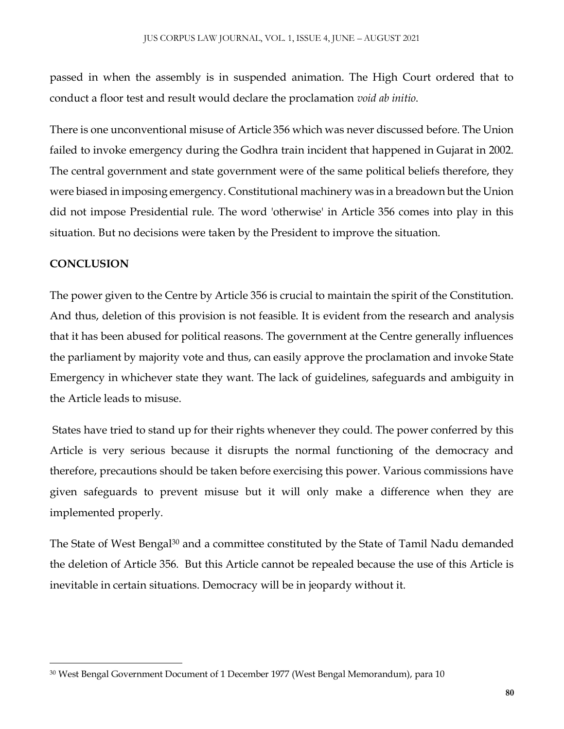passed in when the assembly is in suspended animation. The High Court ordered that to conduct a floor test and result would declare the proclamation *void ab initio*.

There is one unconventional misuse of Article 356 which was never discussed before. The Union failed to invoke emergency during the Godhra train incident that happened in Gujarat in 2002. The central government and state government were of the same political beliefs therefore, they were biased in imposing emergency. Constitutional machinery was in a breadown but the Union did not impose Presidential rule. The word 'otherwise' in Article 356 comes into play in this situation. But no decisions were taken by the President to improve the situation.

## CONCLUSION

The power given to the Centre by Article 356 is crucial to maintain the spirit of the Constitution. And thus, deletion of this provision is not feasible. It is evident from the research and analysis that it has been abused for political reasons. The government at the Centre generally influences the parliament by majority vote and thus, can easily approve the proclamation and invoke State Emergency in whichever state they want. The lack of guidelines, safeguards and ambiguity in the Article leads to misuse.

States have tried to stand up for their rights whenever they could. The power conferred by this Article is very serious because it disrupts the normal functioning of the democracy and therefore, precautions should be taken before exercising this power. Various commissions have given safeguards to prevent misuse but it will only make a difference when they are implemented properly.

The State of West Bengal[30] and a committee constituted by the State of Tamil Nadu demanded the deletion of Article 356. But this Article cannot be repealed because the use of this Article is inevitable in certain situations. Democracy will be in jeopardy without it.

---

[30] West Bengal Government Document of 1 December 1977 (West Bengal Memorandum), para 10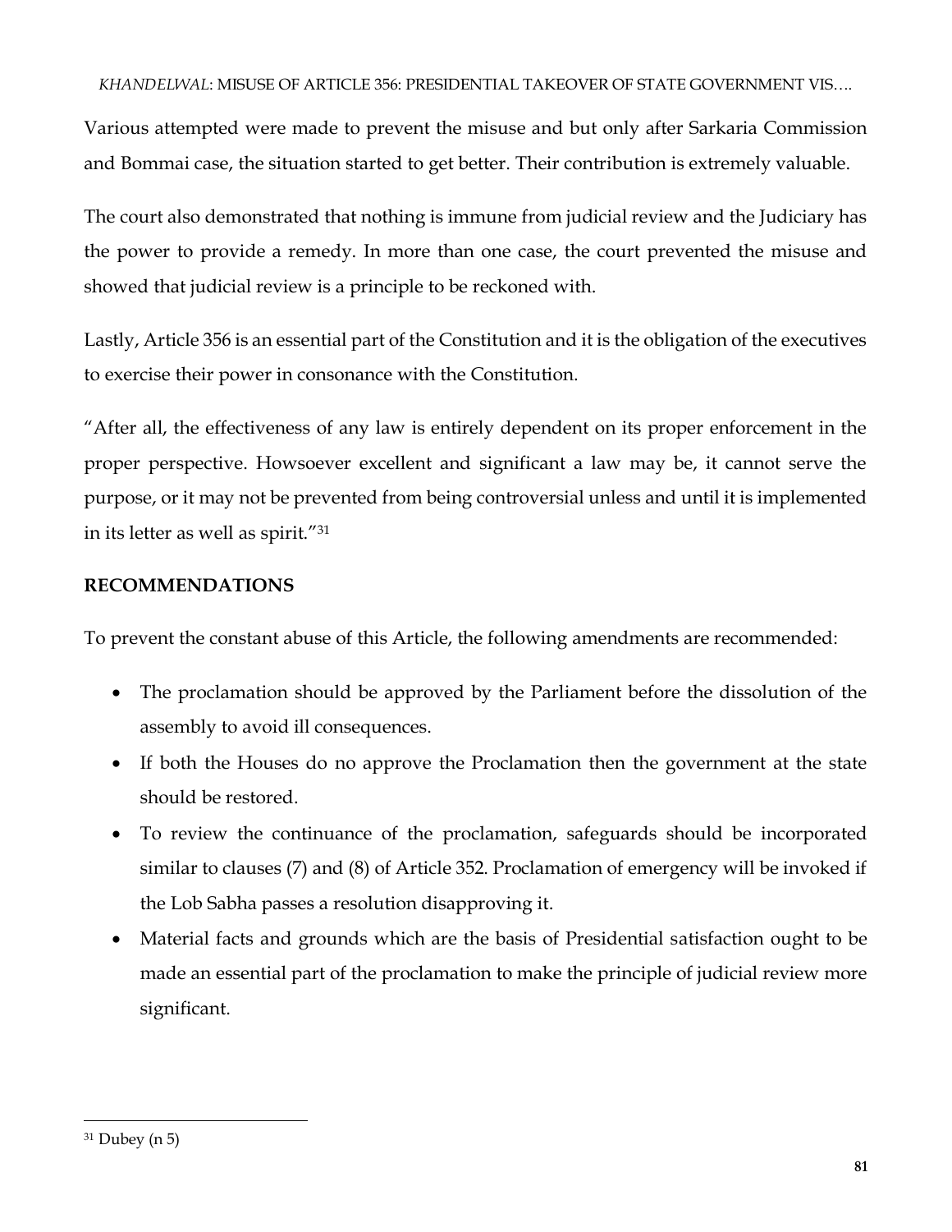Various attempted were made to prevent the misuse and but only after Sarkaria Commission and Bommai case, the situation started to get better. Their contribution is extremely valuable.

The court also demonstrated that nothing is immune from judicial review and the Judiciary has the power to provide a remedy. In more than one case, the court prevented the misuse and showed that judicial review is a principle to be reckoned with.

Lastly, Article 356 is an essential part of the Constitution and it is the obligation of the executives to exercise their power in consonance with the Constitution.

"After all, the effectiveness of any law is entirely dependent on its proper enforcement in the proper perspective. Howsoever excellent and significant a law may be, it cannot serve the purpose, or it may not be prevented from being controversial unless and until it is implemented in its letter as well as spirit."[31]

**RECOMMENDATIONS**

To prevent the constant abuse of this Article, the following amendments are recommended:

- The proclamation should be approved by the Parliament before the dissolution of the assembly to avoid ill consequences.
- If both the Houses do no approve the Proclamation then the government at the state should be restored.
- To review the continuance of the proclamation, safeguards should be incorporated similar to clauses (7) and (8) of Article 352. Proclamation of emergency will be invoked if the Lob Sabha passes a resolution disapproving it.
- Material facts and grounds which are the basis of Presidential satisfaction ought to be made an essential part of the proclamation to make the principle of judicial review more significant.

---

[31] Dubey (n 5)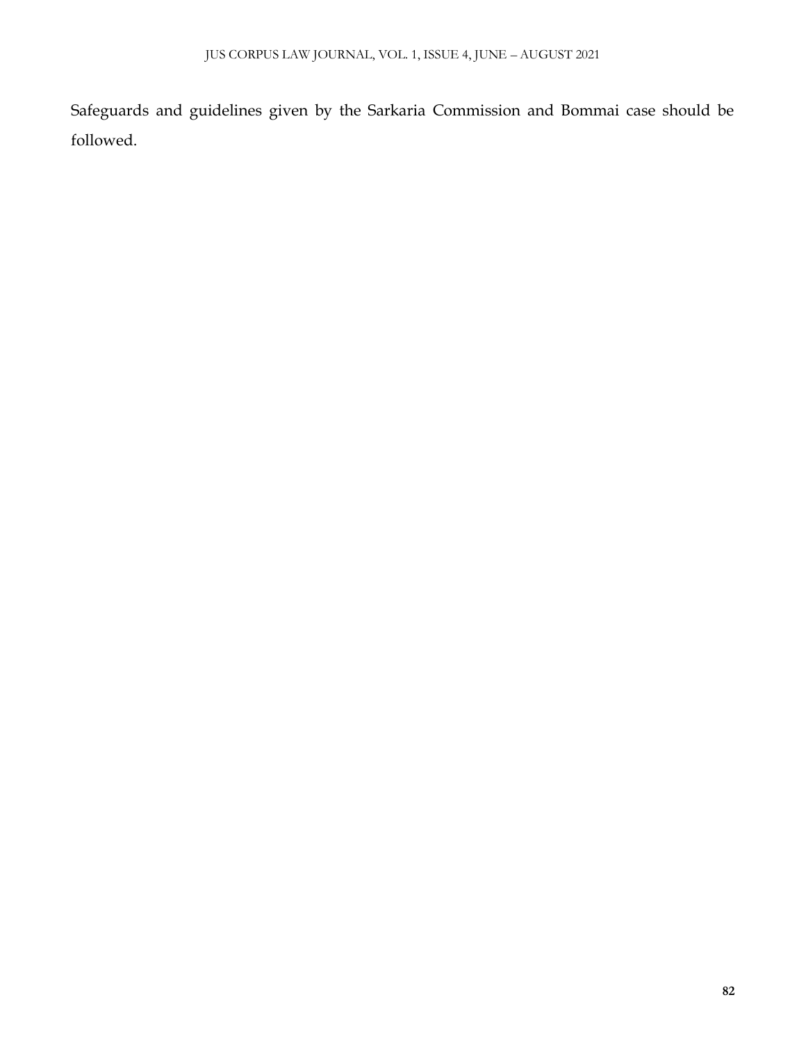Safeguards and guidelines given by the Sarkaria Commission and Bommai case should be followed.